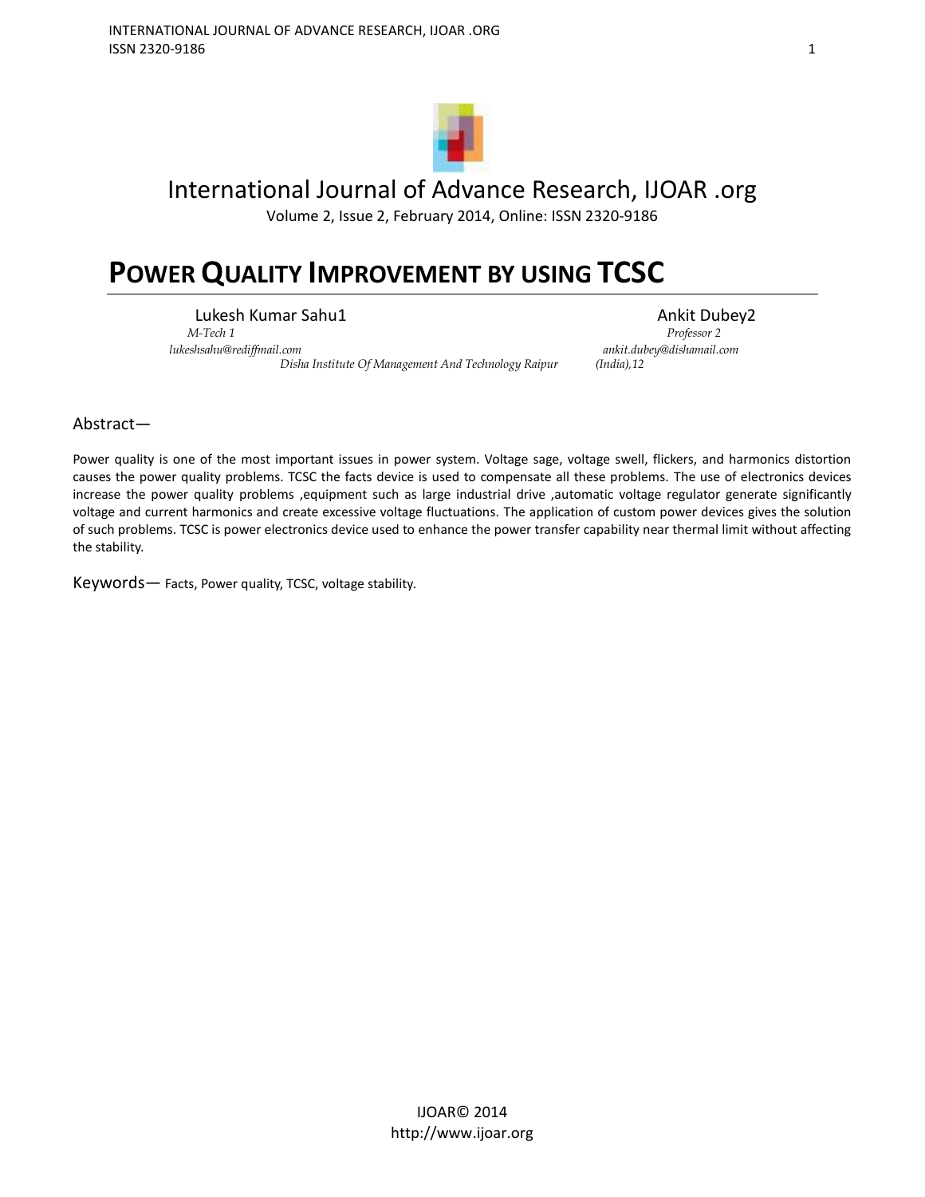# International Journal of Advance Research, IJOAR .org

Volume 2, Issue 2, February 2014, Online: ISSN 2320-9186

# POWER QUALITY IMPROVEMENT BY USING TCSC

Lukesh Kumar Sahu1
*M-Tech 1*
*lukeshsahu@rediffmail.com*

Ankit Dubey2
*Professor 2*
*ankit.dubey@dishamail.com*

*Disha Institute Of Management And Technology Raipur* *(India),12*

## Abstract—

Power quality is one of the most important issues in power system. Voltage sage, voltage swell, flickers, and harmonics distortion causes the power quality problems. TCSC the facts device is used to compensate all these problems. The use of electronics devices increase the power quality problems ,equipment such as large industrial drive ,automatic voltage regulator generate significantly voltage and current harmonics and create excessive voltage fluctuations. The application of custom power devices gives the solution of such problems. TCSC is power electronics device used to enhance the power transfer capability near thermal limit without affecting the stability.

**Keywords—** Facts, Power quality, TCSC, voltage stability.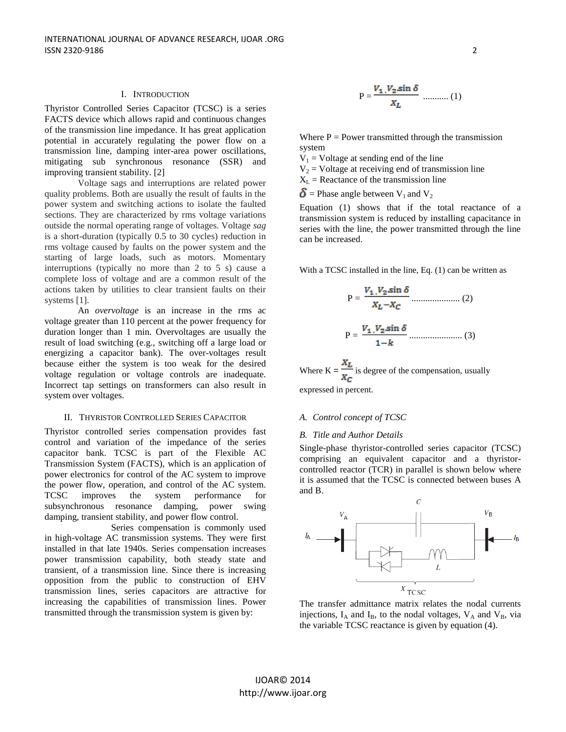## I. Introduction

Thyristor Controlled Series Capacitor (TCSC) is a series FACTS device which allows rapid and continuous changes of the transmission line impedance. It has great application potential in accurately regulating the power flow on a transmission line, damping inter-area power oscillations, mitigating sub synchronous resonance (SSR) and improving transient stability. [2]

Voltage sags and interruptions are related power quality problems. Both are usually the result of faults in the power system and switching actions to isolate the faulted sections. They are characterized by rms voltage variations outside the normal operating range of voltages. Voltage *sag* is a short-duration (typically 0.5 to 30 cycles) reduction in rms voltage caused by faults on the power system and the starting of large loads, such as motors. Momentary interruptions (typically no more than 2 to 5 s) cause a complete loss of voltage and are a common result of the actions taken by utilities to clear transient faults on their systems [1].

An *overvoltage* is an increase in the rms ac voltage greater than 110 percent at the power frequency for duration longer than 1 min. Overvoltages are usually the result of load switching (e.g., switching off a large load or energizing a capacitor bank). The over-voltages result because either the system is too weak for the desired voltage regulation or voltage controls are inadequate. Incorrect tap settings on transformers can also result in system over voltages.

## II. Thyristor Controlled Series Capacitor

Thyristor controlled series compensation provides fast control and variation of the impedance of the series capacitor bank. TCSC is part of the Flexible AC Transmission System (FACTS), which is an application of power electronics for control of the AC system to improve the power flow, operation, and control of the AC system. TCSC improves the system performance for subsynchronous resonance damping, power swing damping, transient stability, and power flow control.

Series compensation is commonly used in high-voltage AC transmission systems. They were first installed in that late 1940s. Series compensation increases power transmission capability, both steady state and transient, of a transmission line. Since there is increasing opposition from the public to construction of EHV transmission lines, series capacitors are attractive for increasing the capabilities of transmission lines. Power transmitted through the transmission system is given by:

$$P = \frac{V_1 . V_2 . \sin\delta}{X_L} \text{ ........... (1)}$$

Where P = Power transmitted through the transmission system

$V_1$ = Voltage at sending end of the line

$V_2$ = Voltage at receiving end of transmission line

$X_L$ = Reactance of the transmission line

$\delta$ = Phase angle between $V_1$ and $V_2$

Equation (1) shows that if the total reactance of a transmission system is reduced by installing capacitance in series with the line, the power transmitted through the line can be increased.

With a TCSC installed in the line, Eq. (1) can be written as

$$P = \frac{V_1 . V_2 . \sin\delta}{X_L - X_C} \text{ .................... (2)}$$

$$P = \frac{V_1 . V_2 . \sin\delta}{1 - k} \text{ ...................... (3)}$$

Where $K = \frac{X_L}{X_C}$ is degree of the compensation, usually expressed in percent.

### A. Control concept of TCSC

### B. Title and Author Details

Single-phase thyristor-controlled series capacitor (TCSC) comprising an equivalent capacitor and a thyristor-controlled reactor (TCR) in parallel is shown below where it is assumed that the TCSC is connected between buses A and B.

The transfer admittance matrix relates the nodal currents injections, $I_A$ and $I_B$, to the nodal voltages, $V_A$ and $V_B$, via the variable TCSC reactance is given by equation (4).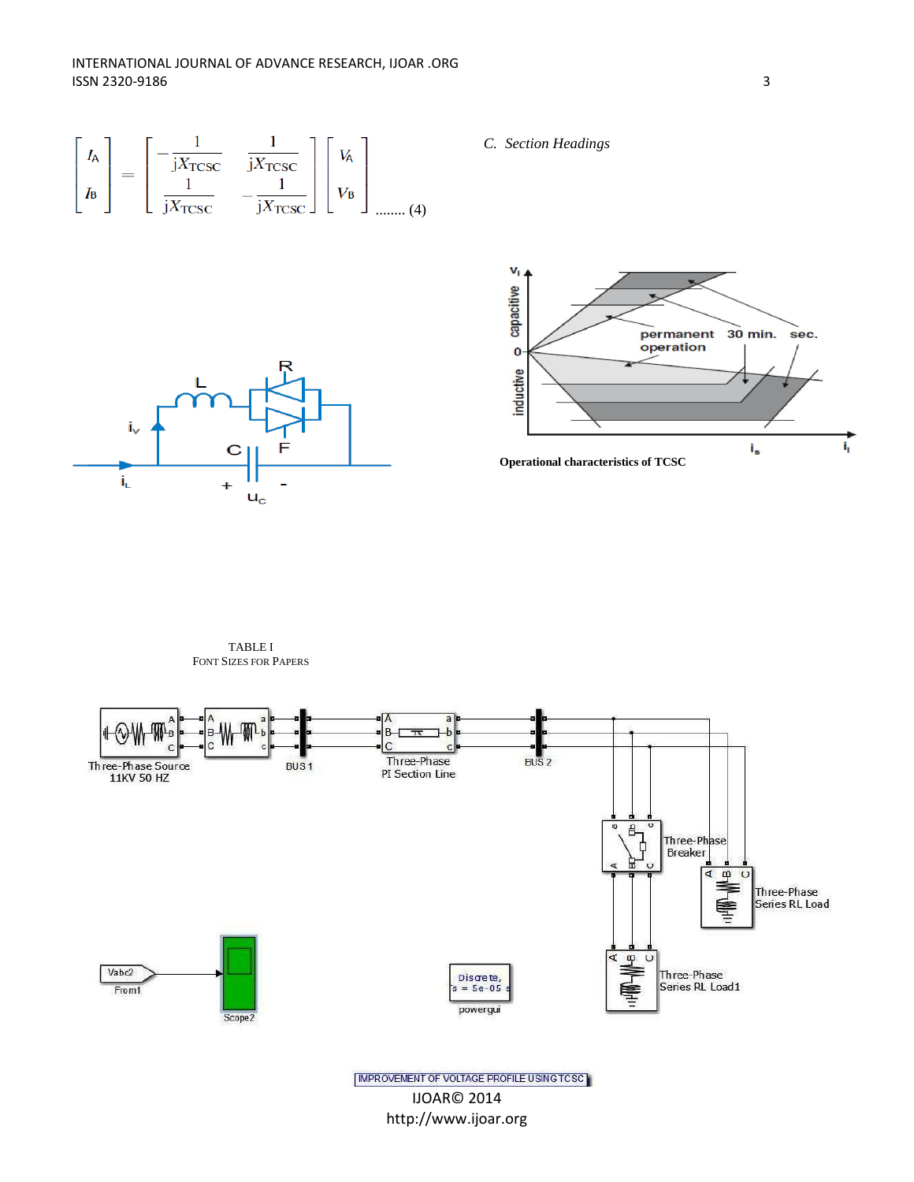$$
\begin{bmatrix} I_A \\ I_B \end{bmatrix} = \begin{bmatrix} -\frac{1}{jX_{TCSC}} & \frac{1}{jX_{TCSC}} \\ \frac{1}{jX_{TCSC}} & -\frac{1}{jX_{TCSC}} \end{bmatrix} \begin{bmatrix} V_A \\ V_B \end{bmatrix} \quad \text{........ (4)}
$$

*C. Section Headings*

**Operational characteristics of TCSC**

TABLE I
FONT SIZES FOR PAPERS

IMPROVEMENT OF VOLTAGE PROFILE USING TCSC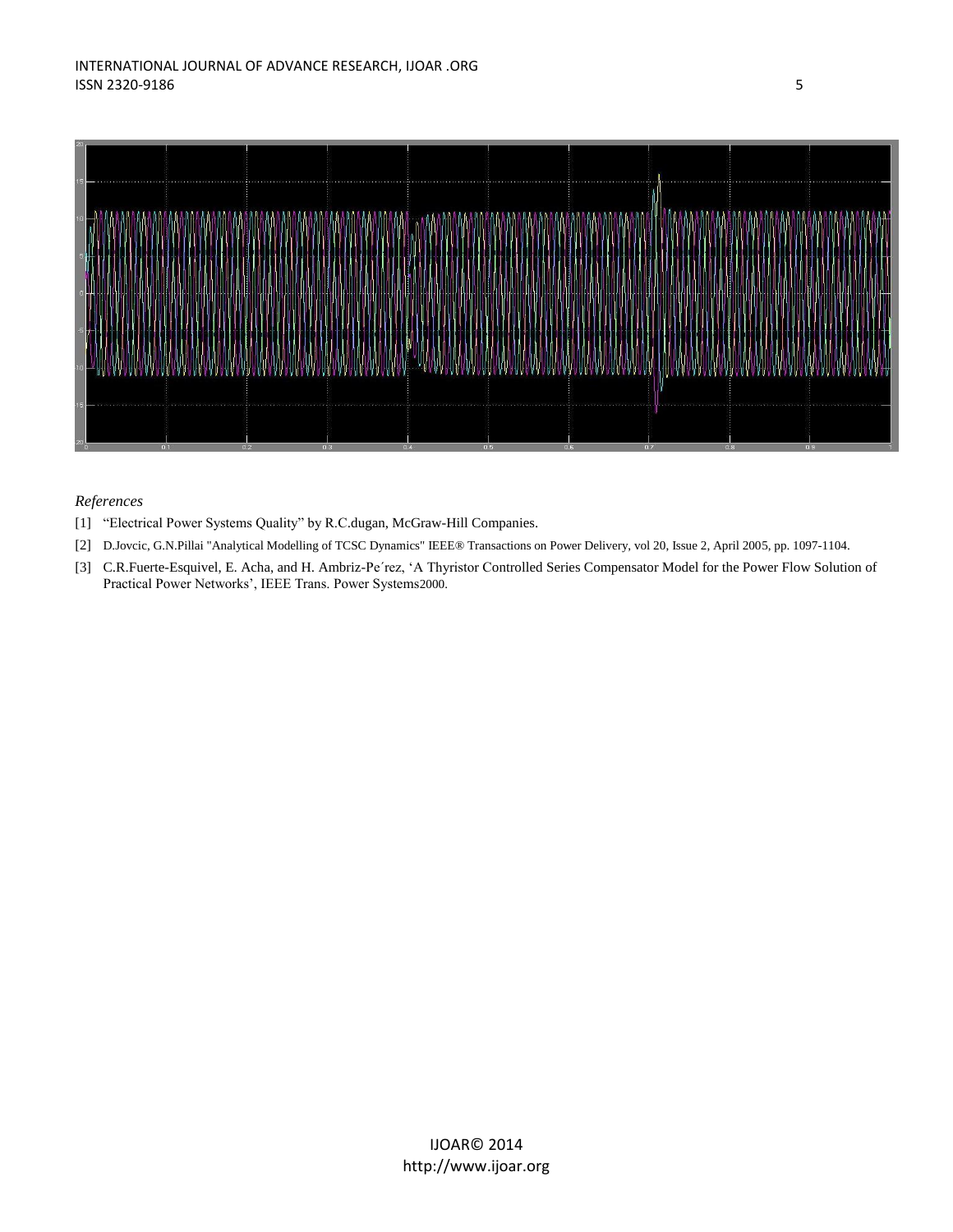20
15
10
5
0
-5
-10
-15
-20
0 0.1 0.2 0.3 0.4 0.5 0.6 0.7 0.8 0.9 1

*References*

[1] "Electrical Power Systems Quality" by R.C.dugan, McGraw-Hill Companies.

[2] D.Jovcic, G.N.Pillai "Analytical Modelling of TCSC Dynamics" IEEE® Transactions on Power Delivery, vol 20, Issue 2, April 2005, pp. 1097-1104.

[3] C.R.Fuerte-Esquivel, E. Acha, and H. Ambriz-Pe´rez, 'A Thyristor Controlled Series Compensator Model for the Power Flow Solution of Practical Power Networks', IEEE Trans. Power Systems2000.